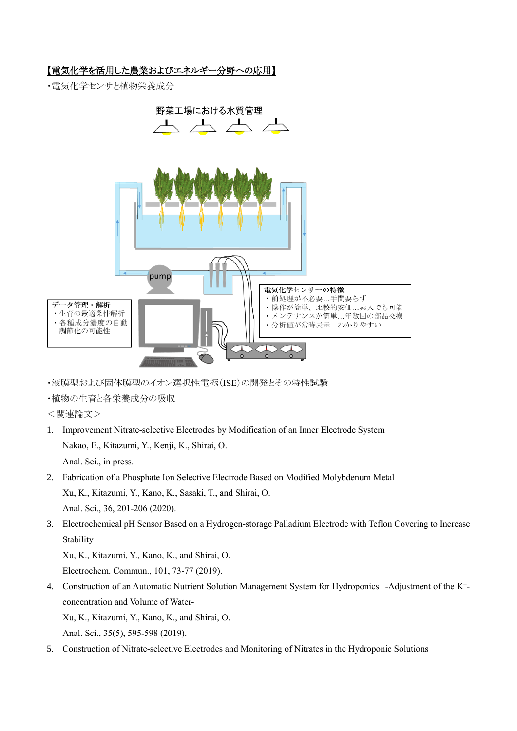**【電気化学を活用した農業およびエネルギー分野への応用】**

・電気化学センサと植物栄養成分

野菜工場における水質管理

pump

データ管理・解析
・生育の最適条件解析
・各種成分濃度の自動調節化の可能性

電気化学センサーの特徴
・前処理が不必要…手間要らず
・操作が簡単、比較的安価…素人でも可能
・メンテナンスが簡単…年数回の部品交換
・分析値が常時表示…わかりやすい

・液膜型および固体膜型のイオン選択性電極(ISE)の開発とその特性試験

・植物の生育と各栄養成分の吸収

＜関連論文＞

1. Improvement Nitrate-selective Electrodes by Modification of an Inner Electrode System
   Nakao, E., Kitazumi, Y., Kenji, K., Shirai, O.
   Anal. Sci., in press.
2. Fabrication of a Phosphate Ion Selective Electrode Based on Modified Molybdenum Metal
   Xu, K., Kitazumi, Y., Kano, K., Sasaki, T., and Shirai, O.
   Anal. Sci., 36, 201-206 (2020).
3. Electrochemical pH Sensor Based on a Hydrogen-storage Palladium Electrode with Teflon Covering to Increase Stability
   Xu, K., Kitazumi, Y., Kano, K., and Shirai, O.
   Electrochem. Commun., 101, 73-77 (2019).
4. Construction of an Automatic Nutrient Solution Management System for Hydroponics -Adjustment of the $K^+$-concentration and Volume of Water-
   Xu, K., Kitazumi, Y., Kano, K., and Shirai, O.
   Anal. Sci., 35(5), 595-598 (2019).
5. Construction of Nitrate-selective Electrodes and Monitoring of Nitrates in the Hydroponic Solutions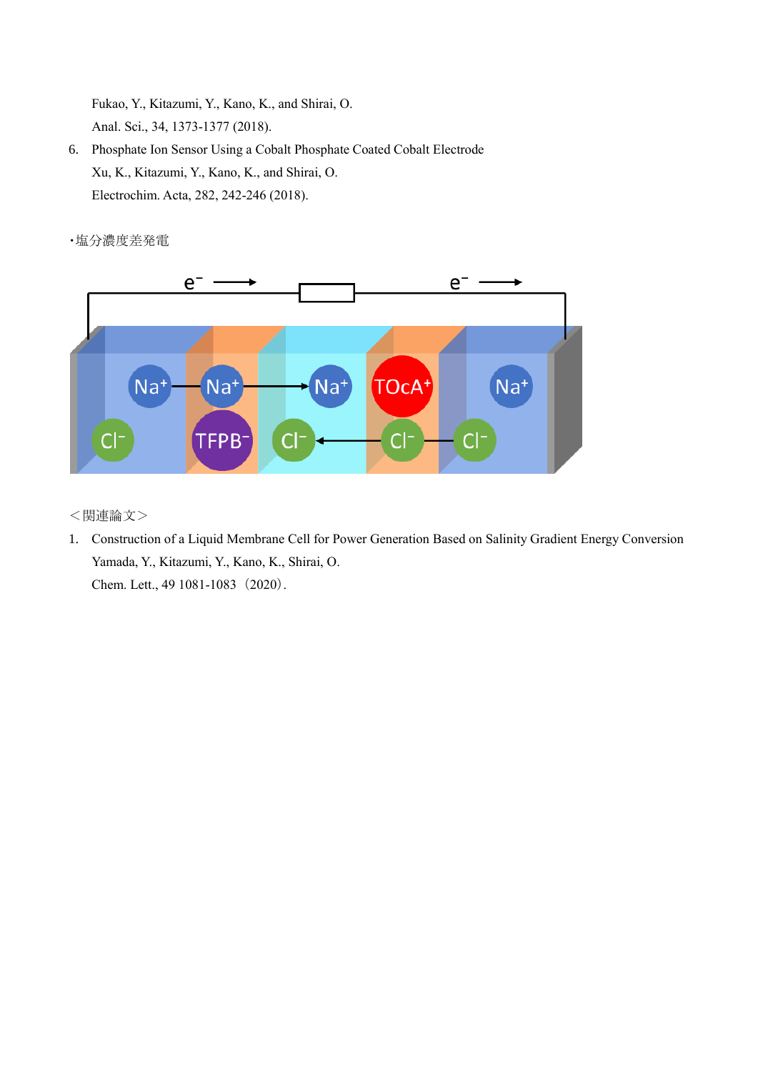Fukao, Y., Kitazumi, Y., Kano, K., and Shirai, O.
Anal. Sci., 34, 1373-1377 (2018).

6. Phosphate Ion Sensor Using a Cobalt Phosphate Coated Cobalt Electrode
   Xu, K., Kitazumi, Y., Kano, K., and Shirai, O.
   Electrochim. Acta, 282, 242-246 (2018).

・塩分濃度差発電

$e^-$ →
$e^-$ →
$Na^+$
$Na^+$
$Na^+$
$TOcA^+$
$Na^+$
$Cl^-$
$TFPB^-$
$Cl^-$
$Cl^-$
$Cl^-$

＜関連論文＞

1. Construction of a Liquid Membrane Cell for Power Generation Based on Salinity Gradient Energy Conversion
   Yamada, Y., Kitazumi, Y., Kano, K., Shirai, O.
   Chem. Lett., 49 1081-1083（2020）.